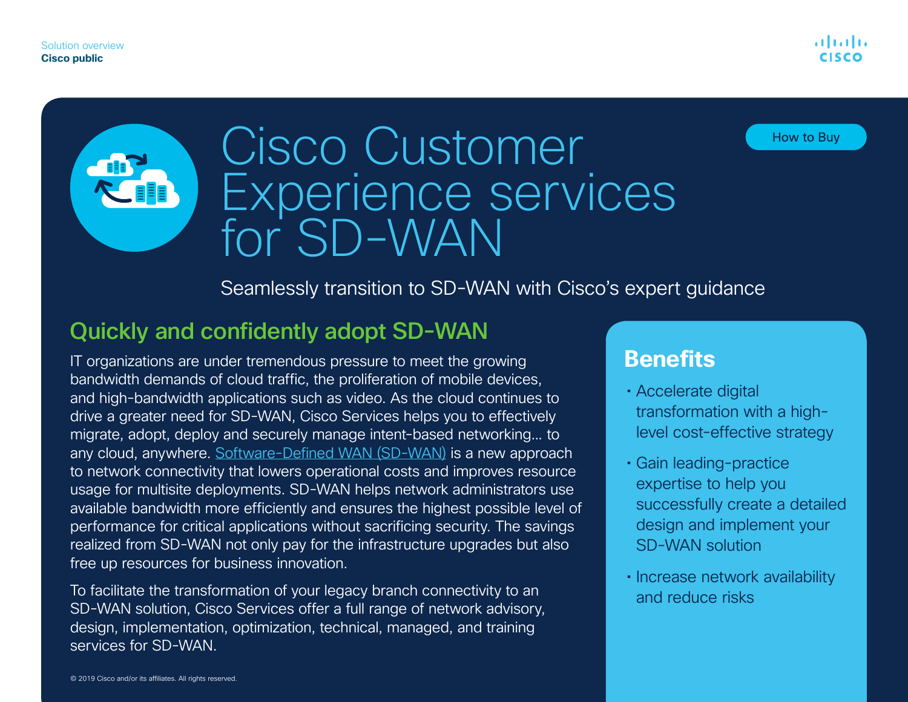Solution overview
Cisco public

# Cisco Customer Experience services for SD-WAN

How to Buy

Seamlessly transition to SD-WAN with Cisco's expert guidance

## Quickly and confidently adopt SD-WAN

IT organizations are under tremendous pressure to meet the growing bandwidth demands of cloud traffic, the proliferation of mobile devices, and high-bandwidth applications such as video. As the cloud continues to drive a greater need for SD-WAN, Cisco Services helps you to effectively migrate, adopt, deploy and securely manage intent-based networking… to any cloud, anywhere. Software-Defined WAN (SD-WAN) is a new approach to network connectivity that lowers operational costs and improves resource usage for multisite deployments. SD-WAN helps network administrators use available bandwidth more efficiently and ensures the highest possible level of performance for critical applications without sacrificing security. The savings realized from SD-WAN not only pay for the infrastructure upgrades but also free up resources for business innovation.

To facilitate the transformation of your legacy branch connectivity to an SD-WAN solution, Cisco Services offer a full range of network advisory, design, implementation, optimization, technical, managed, and training services for SD-WAN.

## Benefits

- Accelerate digital transformation with a high-level cost-effective strategy
- Gain leading-practice expertise to help you successfully create a detailed design and implement your SD-WAN solution
- Increase network availability and reduce risks

© 2019 Cisco and/or its affiliates. All rights reserved.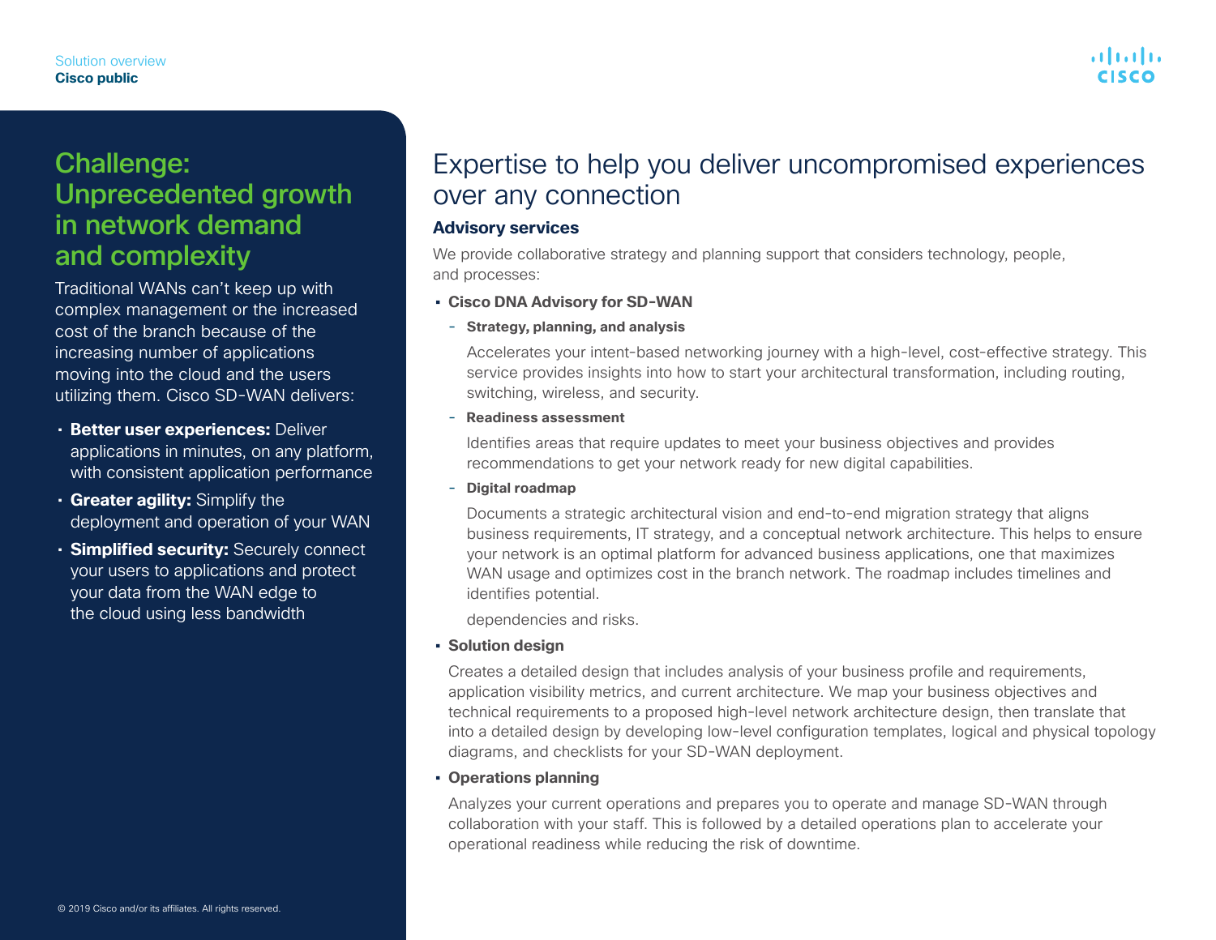## Challenge: Unprecedented growth in network demand and complexity

Traditional WANs can't keep up with complex management or the increased cost of the branch because of the increasing number of applications moving into the cloud and the users utilizing them. Cisco SD-WAN delivers:

- **Better user experiences:** Deliver applications in minutes, on any platform, with consistent application performance
- **Greater agility:** Simplify the deployment and operation of your WAN
- **Simplified security:** Securely connect your users to applications and protect your data from the WAN edge to the cloud using less bandwidth

© 2019 Cisco and/or its affiliates. All rights reserved.

# Expertise to help you deliver uncompromised experiences over any connection

### Advisory services

We provide collaborative strategy and planning support that considers technology, people, and processes:

- **Cisco DNA Advisory for SD-WAN**
  - **Strategy, planning, and analysis**

    Accelerates your intent-based networking journey with a high-level, cost-effective strategy. This service provides insights into how to start your architectural transformation, including routing, switching, wireless, and security.
  - **Readiness assessment**

    Identifies areas that require updates to meet your business objectives and provides recommendations to get your network ready for new digital capabilities.
  - **Digital roadmap**

    Documents a strategic architectural vision and end-to-end migration strategy that aligns business requirements, IT strategy, and a conceptual network architecture. This helps to ensure your network is an optimal platform for advanced business applications, one that maximizes WAN usage and optimizes cost in the branch network. The roadmap includes timelines and identifies potential.

    dependencies and risks.
- **Solution design**

  Creates a detailed design that includes analysis of your business profile and requirements, application visibility metrics, and current architecture. We map your business objectives and technical requirements to a proposed high-level network architecture design, then translate that into a detailed design by developing low-level configuration templates, logical and physical topology diagrams, and checklists for your SD-WAN deployment.
- **Operations planning**

  Analyzes your current operations and prepares you to operate and manage SD-WAN through collaboration with your staff. This is followed by a detailed operations plan to accelerate your operational readiness while reducing the risk of downtime.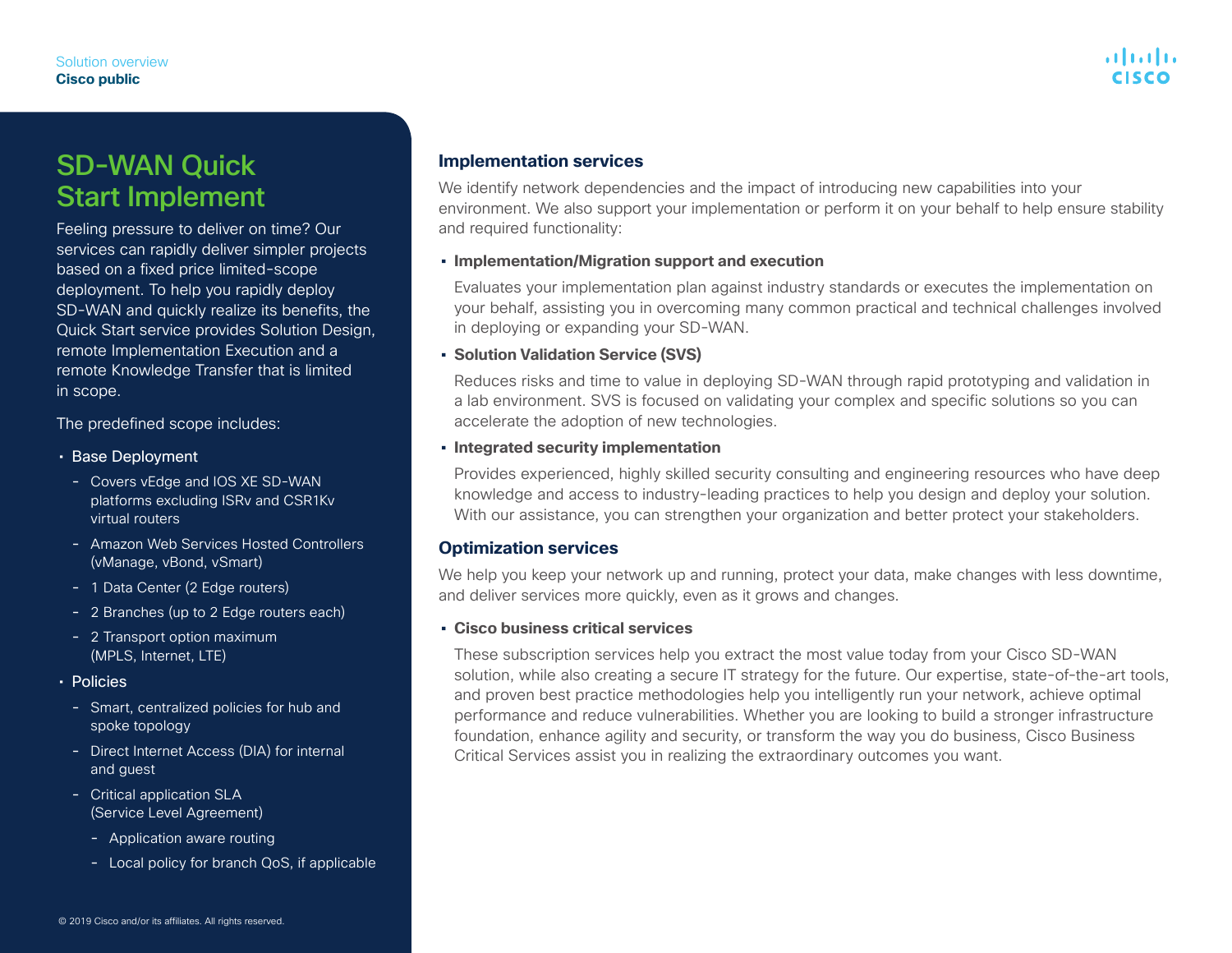# SD-WAN Quick Start Implement

Feeling pressure to deliver on time? Our services can rapidly deliver simpler projects based on a fixed price limited-scope deployment. To help you rapidly deploy SD-WAN and quickly realize its benefits, the Quick Start service provides Solution Design, remote Implementation Execution and a remote Knowledge Transfer that is limited in scope.

The predefined scope includes:

- Base Deployment
  - Covers vEdge and IOS XE SD-WAN platforms excluding ISRv and CSR1Kv virtual routers
  - Amazon Web Services Hosted Controllers (vManage, vBond, vSmart)
  - 1 Data Center (2 Edge routers)
  - 2 Branches (up to 2 Edge routers each)
  - 2 Transport option maximum (MPLS, Internet, LTE)
- Policies
  - Smart, centralized policies for hub and spoke topology
  - Direct Internet Access (DIA) for internal and guest
  - Critical application SLA (Service Level Agreement)
    - Application aware routing
    - Local policy for branch QoS, if applicable

## Implementation services

We identify network dependencies and the impact of introducing new capabilities into your environment. We also support your implementation or perform it on your behalf to help ensure stability and required functionality:

- **Implementation/Migration support and execution**

  Evaluates your implementation plan against industry standards or executes the implementation on your behalf, assisting you in overcoming many common practical and technical challenges involved in deploying or expanding your SD-WAN.

- **Solution Validation Service (SVS)**

  Reduces risks and time to value in deploying SD-WAN through rapid prototyping and validation in a lab environment. SVS is focused on validating your complex and specific solutions so you can accelerate the adoption of new technologies.

- **Integrated security implementation**

  Provides experienced, highly skilled security consulting and engineering resources who have deep knowledge and access to industry-leading practices to help you design and deploy your solution. With our assistance, you can strengthen your organization and better protect your stakeholders.

## Optimization services

We help you keep your network up and running, protect your data, make changes with less downtime, and deliver services more quickly, even as it grows and changes.

- **Cisco business critical services**

  These subscription services help you extract the most value today from your Cisco SD-WAN solution, while also creating a secure IT strategy for the future. Our expertise, state-of-the-art tools, and proven best practice methodologies help you intelligently run your network, achieve optimal performance and reduce vulnerabilities. Whether you are looking to build a stronger infrastructure foundation, enhance agility and security, or transform the way you do business, Cisco Business Critical Services assist you in realizing the extraordinary outcomes you want.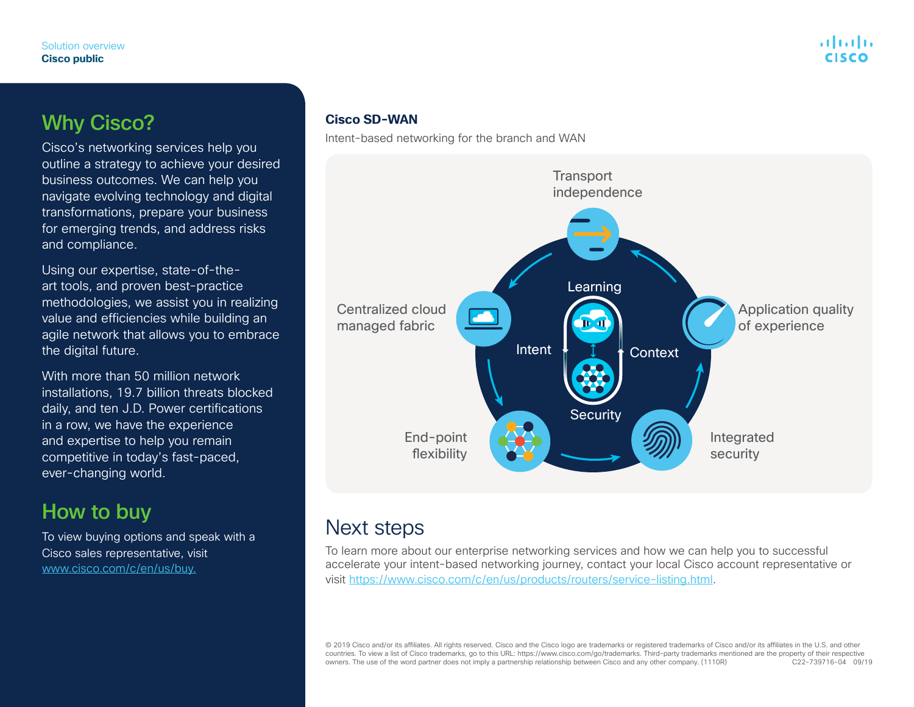## Why Cisco?

Cisco's networking services help you outline a strategy to achieve your desired business outcomes. We can help you navigate evolving technology and digital transformations, prepare your business for emerging trends, and address risks and compliance.

Using our expertise, state-of-the-art tools, and proven best-practice methodologies, we assist you in realizing value and efficiencies while building an agile network that allows you to embrace the digital future.

With more than 50 million network installations, 19.7 billion threats blocked daily, and ten J.D. Power certifications in a row, we have the experience and expertise to help you remain competitive in today's fast-paced, ever-changing world.

## How to buy

To view buying options and speak with a Cisco sales representative, visit [www.cisco.com/c/en/us/buy.](www.cisco.com/c/en/us/buy)

**Cisco SD-WAN**

Intent-based networking for the branch and WAN

Transport independence

Application quality of experience

Integrated security

End-point flexibility

Centralized cloud managed fabric

Learning

Intent

Context

Security

## Next steps

To learn more about our enterprise networking services and how we can help you to successful accelerate your intent-based networking journey, contact your local Cisco account representative or visit [https://www.cisco.com/c/en/us/products/routers/service-listing.html](https://www.cisco.com/c/en/us/products/routers/service-listing.html).

© 2019 Cisco and/or its affiliates. All rights reserved. Cisco and the Cisco logo are trademarks or registered trademarks of Cisco and/or its affiliates in the U.S. and other countries. To view a list of Cisco trademarks, go to this URL: https://www.cisco.com/go/trademarks. Third-party trademarks mentioned are the property of their respective owners. The use of the word partner does not imply a partnership relationship between Cisco and any other company. (1110R) C22-739716-04 09/19